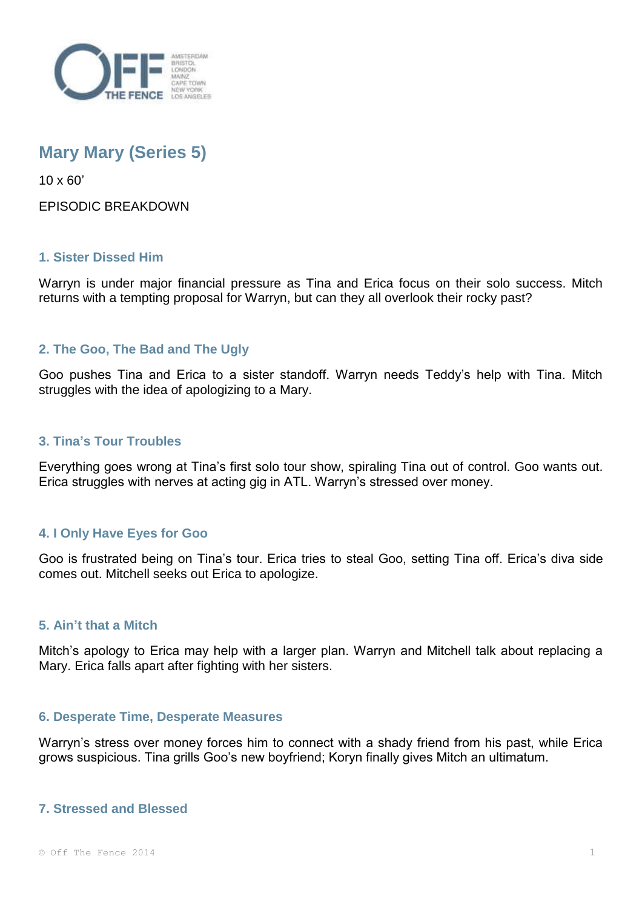# Mary Mary (Series 5)

10 x 60’

EPISODIC BREAKDOWN

## 1. Sister Dissed Him

Warryn is under major financial pressure as Tina and Erica focus on their solo success. Mitch returns with a tempting proposal for Warryn, but can they all overlook their rocky past?

## 2. The Goo, The Bad and The Ugly

Goo pushes Tina and Erica to a sister standoff. Warryn needs Teddy’s help with Tina. Mitch struggles with the idea of apologizing to a Mary.

## 3. Tina’s Tour Troubles

Everything goes wrong at Tina’s first solo tour show, spiraling Tina out of control. Goo wants out. Erica struggles with nerves at acting gig in ATL. Warryn’s stressed over money.

## 4. I Only Have Eyes for Goo

Goo is frustrated being on Tina’s tour. Erica tries to steal Goo, setting Tina off. Erica’s diva side comes out. Mitchell seeks out Erica to apologize.

## 5. Ain’t that a Mitch

Mitch’s apology to Erica may help with a larger plan. Warryn and Mitchell talk about replacing a Mary. Erica falls apart after fighting with her sisters.

## 6. Desperate Time, Desperate Measures

Warryn’s stress over money forces him to connect with a shady friend from his past, while Erica grows suspicious. Tina grills Goo’s new boyfriend; Koryn finally gives Mitch an ultimatum.

## 7. Stressed and Blessed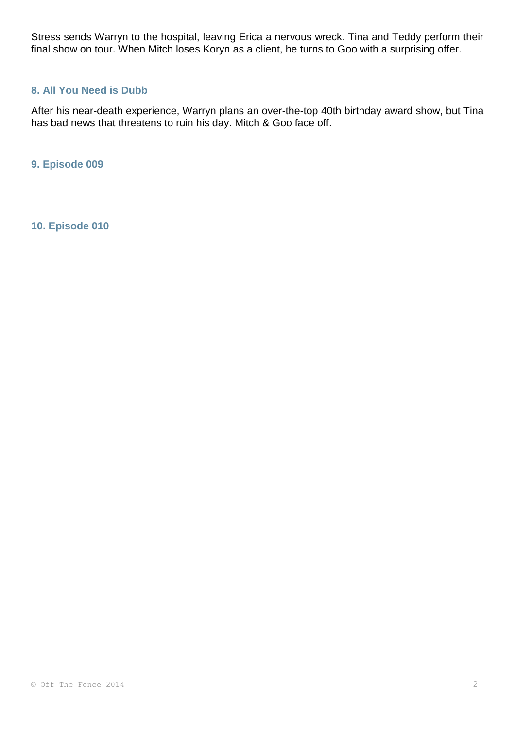Stress sends Warryn to the hospital, leaving Erica a nervous wreck. Tina and Teddy perform their final show on tour. When Mitch loses Koryn as a client, he turns to Goo with a surprising offer.

### 8. All You Need is Dubb

After his near-death experience, Warryn plans an over-the-top 40th birthday award show, but Tina has bad news that threatens to ruin his day. Mitch & Goo face off.

### 9. Episode 009

### 10. Episode 010